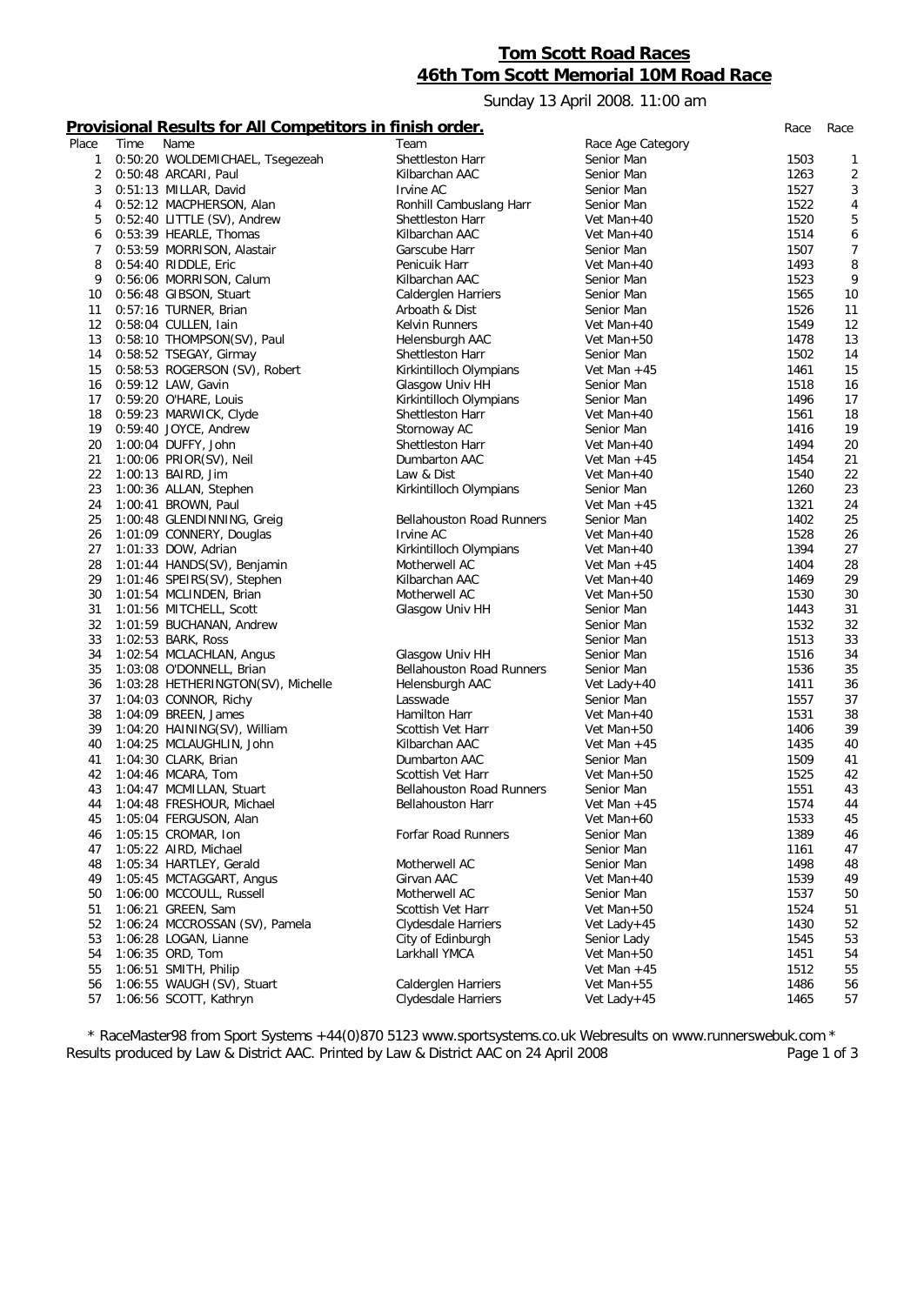# Tom Scott Road Races

## 46th Tom Scott Memorial 10M Road Race

Sunday 13 April 2008. 11:00 am

### Provisional Results for All Competitors in finish order.

| Place | Time | Name | Team | Race Age Category | Race | Race |
|---|---|---|---|---|---|---|
| 1 | 0:50:20 | WOLDEMICHAEL, Tsegezeah | Shettleston Harr | Senior Man | 1503 | 1 |
| 2 | 0:50:48 | ARCARI, Paul | Kilbarchan AAC | Senior Man | 1263 | 2 |
| 3 | 0:51:13 | MILLAR, David | Irvine AC | Senior Man | 1527 | 3 |
| 4 | 0:52:12 | MACPHERSON, Alan | Ronhill Cambuslang Harr | Senior Man | 1522 | 4 |
| 5 | 0:52:40 | LITTLE (SV), Andrew | Shettleston Harr | Vet Man+40 | 1520 | 5 |
| 6 | 0:53:39 | HEARLE, Thomas | Kilbarchan AAC | Vet Man+40 | 1514 | 6 |
| 7 | 0:53:59 | MORRISON, Alastair | Garscube Harr | Senior Man | 1507 | 7 |
| 8 | 0:54:40 | RIDDLE, Eric | Penicuik Harr | Vet Man+40 | 1493 | 8 |
| 9 | 0:56:06 | MORRISON, Calum | Kilbarchan AAC | Senior Man | 1523 | 9 |
| 10 | 0:56:48 | GIBSON, Stuart | Calderglen Harriers | Senior Man | 1565 | 10 |
| 11 | 0:57:16 | TURNER, Brian | Arboath & Dist | Senior Man | 1526 | 11 |
| 12 | 0:58:04 | CULLEN, Iain | Kelvin Runners | Vet Man+40 | 1549 | 12 |
| 13 | 0:58:10 | THOMPSON(SV), Paul | Helensburgh AAC | Vet Man+50 | 1478 | 13 |
| 14 | 0:58:52 | TSEGAY, Girmay | Shettleston Harr | Senior Man | 1502 | 14 |
| 15 | 0:58:53 | ROGERSON (SV), Robert | Kirkintilloch Olympians | Vet Man +45 | 1461 | 15 |
| 16 | 0:59:12 | LAW, Gavin | Glasgow Univ HH | Senior Man | 1518 | 16 |
| 17 | 0:59:20 | O'HARE, Louis | Kirkintilloch Olympians | Senior Man | 1496 | 17 |
| 18 | 0:59:23 | MARWICK, Clyde | Shettleston Harr | Vet Man+40 | 1561 | 18 |
| 19 | 0:59:40 | JOYCE, Andrew | Stornoway AC | Senior Man | 1416 | 19 |
| 20 | 1:00:04 | DUFFY, John | Shettleston Harr | Vet Man+40 | 1494 | 20 |
| 21 | 1:00:06 | PRIOR(SV), Neil | Dumbarton AAC | Vet Man +45 | 1454 | 21 |
| 22 | 1:00:13 | BAIRD, Jim | Law & Dist | Vet Man+40 | 1540 | 22 |
| 23 | 1:00:36 | ALLAN, Stephen | Kirkintilloch Olympians | Senior Man | 1260 | 23 |
| 24 | 1:00:41 | BROWN, Paul | | Vet Man +45 | 1321 | 24 |
| 25 | 1:00:48 | GLENDINNING, Greig | Bellahouston Road Runners | Senior Man | 1402 | 25 |
| 26 | 1:01:09 | CONNERY, Douglas | Irvine AC | Vet Man+40 | 1528 | 26 |
| 27 | 1:01:33 | DOW, Adrian | Kirkintilloch Olympians | Vet Man+40 | 1394 | 27 |
| 28 | 1:01:44 | HANDS(SV), Benjamin | Motherwell AC | Vet Man +45 | 1404 | 28 |
| 29 | 1:01:46 | SPEIRS(SV), Stephen | Kilbarchan AAC | Vet Man+40 | 1469 | 29 |
| 30 | 1:01:54 | MCLINDEN, Brian | Motherwell AC | Vet Man+50 | 1530 | 30 |
| 31 | 1:01:56 | MITCHELL, Scott | Glasgow Univ HH | Senior Man | 1443 | 31 |
| 32 | 1:01:59 | BUCHANAN, Andrew | | Senior Man | 1532 | 32 |
| 33 | 1:02:53 | BARK, Ross | | Senior Man | 1513 | 33 |
| 34 | 1:02:54 | MCLACHLAN, Angus | Glasgow Univ HH | Senior Man | 1516 | 34 |
| 35 | 1:03:08 | O'DONNELL, Brian | Bellahouston Road Runners | Senior Man | 1536 | 35 |
| 36 | 1:03:28 | HETHERINGTON(SV), Michelle | Helensburgh AAC | Vet Lady+40 | 1411 | 36 |
| 37 | 1:04:03 | CONNOR, Richy | Lasswade | Senior Man | 1557 | 37 |
| 38 | 1:04:09 | BREEN, James | Hamilton Harr | Vet Man+40 | 1531 | 38 |
| 39 | 1:04:20 | HAINING(SV), William | Scottish Vet Harr | Vet Man+50 | 1406 | 39 |
| 40 | 1:04:25 | MCLAUGHLIN, John | Kilbarchan AAC | Vet Man +45 | 1435 | 40 |
| 41 | 1:04:30 | CLARK, Brian | Dumbarton AAC | Senior Man | 1509 | 41 |
| 42 | 1:04:46 | MCARA, Tom | Scottish Vet Harr | Vet Man+50 | 1525 | 42 |
| 43 | 1:04:47 | MCMILLAN, Stuart | Bellahouston Road Runners | Senior Man | 1551 | 43 |
| 44 | 1:04:48 | FRESHOUR, Michael | Bellahouston Harr | Vet Man +45 | 1574 | 44 |
| 45 | 1:05:04 | FERGUSON, Alan | | Vet Man+60 | 1533 | 45 |
| 46 | 1:05:15 | CROMAR, Ion | Forfar Road Runners | Senior Man | 1389 | 46 |
| 47 | 1:05:22 | AIRD, Michael | | Senior Man | 1161 | 47 |
| 48 | 1:05:34 | HARTLEY, Gerald | Motherwell AC | Senior Man | 1498 | 48 |
| 49 | 1:05:45 | MCTAGGART, Angus | Girvan AAC | Vet Man+40 | 1539 | 49 |
| 50 | 1:06:00 | MCCOULL, Russell | Motherwell AC | Senior Man | 1537 | 50 |
| 51 | 1:06:21 | GREEN, Sam | Scottish Vet Harr | Vet Man+50 | 1524 | 51 |
| 52 | 1:06:24 | MCCROSSAN (SV), Pamela | Clydesdale Harriers | Vet Lady+45 | 1430 | 52 |
| 53 | 1:06:28 | LOGAN, Lianne | City of Edinburgh | Senior Lady | 1545 | 53 |
| 54 | 1:06:35 | ORD, Tom | Larkhall YMCA | Vet Man+50 | 1451 | 54 |
| 55 | 1:06:51 | SMITH, Philip | | Vet Man +45 | 1512 | 55 |
| 56 | 1:06:55 | WAUGH (SV), Stuart | Calderglen Harriers | Vet Man+55 | 1486 | 56 |
| 57 | 1:06:56 | SCOTT, Kathryn | Clydesdale Harriers | Vet Lady+45 | 1465 | 57 |

* RaceMaster98 from Sport Systems +44(0)870 5123 www.sportsystems.co.uk Webresults on www.runnerswebuk.com *
Results produced by Law & District AAC. Printed by Law & District AAC on 24 April 2008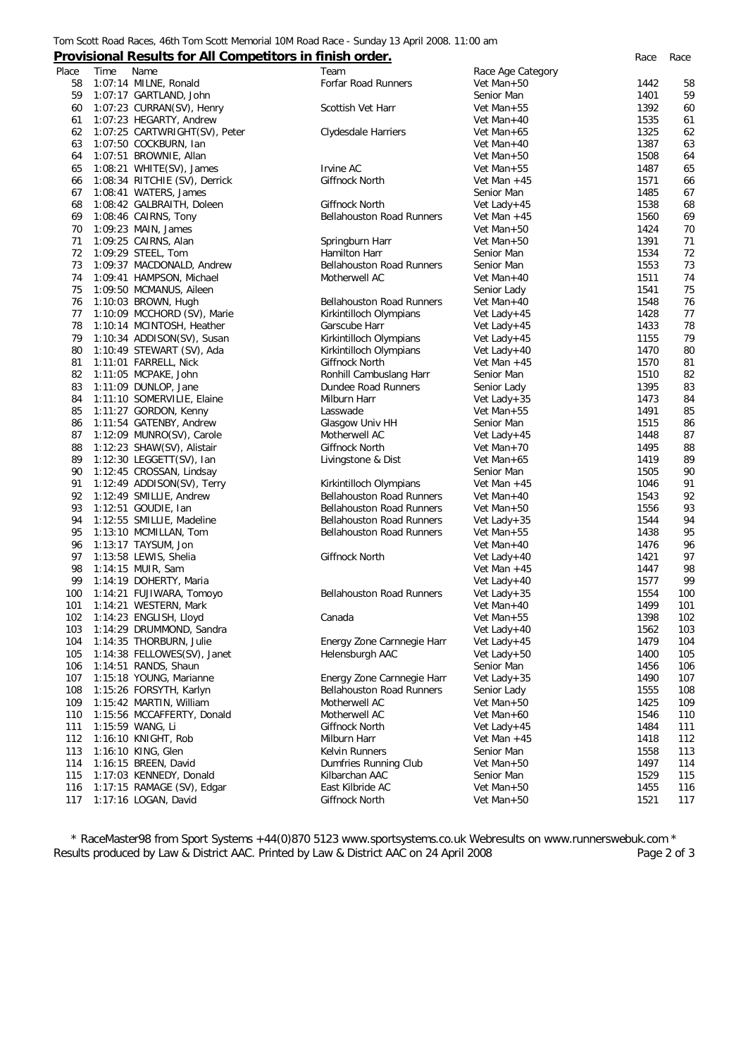Tom Scott Road Races, 46th Tom Scott Memorial 10M Road Race - Sunday 13 April 2008. 11:00 am

## Provisional Results for All Competitors in finish order.

| Place | Time | Name | Team | Race Age Category | Race | Race |
|---|---|---|---|---|---|---|
| 58 | 1:07:14 | MILNE, Ronald | Forfar Road Runners | Vet Man+50 | 1442 | 58 |
| 59 | 1:07:17 | GARTLAND, John | | Senior Man | 1401 | 59 |
| 60 | 1:07:23 | CURRAN(SV), Henry | Scottish Vet Harr | Vet Man+55 | 1392 | 60 |
| 61 | 1:07:23 | HEGARTY, Andrew | | Vet Man+40 | 1535 | 61 |
| 62 | 1:07:25 | CARTWRIGHT(SV), Peter | Clydesdale Harriers | Vet Man+65 | 1325 | 62 |
| 63 | 1:07:50 | COCKBURN, Ian | | Vet Man+40 | 1387 | 63 |
| 64 | 1:07:51 | BROWNIE, Allan | | Vet Man+50 | 1508 | 64 |
| 65 | 1:08:21 | WHITE(SV), James | Irvine AC | Vet Man+55 | 1487 | 65 |
| 66 | 1:08:34 | RITCHIE (SV), Derrick | Giffnock North | Vet Man +45 | 1571 | 66 |
| 67 | 1:08:41 | WATERS, James | | Senior Man | 1485 | 67 |
| 68 | 1:08:42 | GALBRAITH, Doleen | Giffnock North | Vet Lady+45 | 1538 | 68 |
| 69 | 1:08:46 | CAIRNS, Tony | Bellahouston Road Runners | Vet Man +45 | 1560 | 69 |
| 70 | 1:09:23 | MAIN, James | | Vet Man+50 | 1424 | 70 |
| 71 | 1:09:25 | CAIRNS, Alan | Springburn Harr | Vet Man+50 | 1391 | 71 |
| 72 | 1:09:29 | STEEL, Tom | Hamilton Harr | Senior Man | 1534 | 72 |
| 73 | 1:09:37 | MACDONALD, Andrew | Bellahouston Road Runners | Senior Man | 1553 | 73 |
| 74 | 1:09:41 | HAMPSON, Michael | Motherwell AC | Vet Man+40 | 1511 | 74 |
| 75 | 1:09:50 | MCMANUS, Aileen | | Senior Lady | 1541 | 75 |
| 76 | 1:10:03 | BROWN, Hugh | Bellahouston Road Runners | Vet Man+40 | 1548 | 76 |
| 77 | 1:10:09 | MCCHORD (SV), Marie | Kirkintilloch Olympians | Vet Lady+45 | 1428 | 77 |
| 78 | 1:10:14 | MCINTOSH, Heather | Garscube Harr | Vet Lady+45 | 1433 | 78 |
| 79 | 1:10:34 | ADDISON(SV), Susan | Kirkintilloch Olympians | Vet Lady+45 | 1155 | 79 |
| 80 | 1:10:49 | STEWART (SV), Ada | Kirkintilloch Olympians | Vet Lady+40 | 1470 | 80 |
| 81 | 1:11:01 | FARRELL, Nick | Giffnock North | Vet Man +45 | 1570 | 81 |
| 82 | 1:11:05 | MCPAKE, John | Ronhill Cambuslang Harr | Senior Man | 1510 | 82 |
| 83 | 1:11:09 | DUNLOP, Jane | Dundee Road Runners | Senior Lady | 1395 | 83 |
| 84 | 1:11:10 | SOMERVILIE, Elaine | Milburn Harr | Vet Lady+35 | 1473 | 84 |
| 85 | 1:11:27 | GORDON, Kenny | Lasswade | Vet Man+55 | 1491 | 85 |
| 86 | 1:11:54 | GATENBY, Andrew | Glasgow Univ HH | Senior Man | 1515 | 86 |
| 87 | 1:12:09 | MUNRO(SV), Carole | Motherwell AC | Vet Lady+45 | 1448 | 87 |
| 88 | 1:12:23 | SHAW(SV), Alistair | Giffnock North | Vet Man+70 | 1495 | 88 |
| 89 | 1:12:30 | LEGGETT(SV), Ian | Livingstone & Dist | Vet Man+65 | 1419 | 89 |
| 90 | 1:12:45 | CROSSAN, Lindsay | | Senior Man | 1505 | 90 |
| 91 | 1:12:49 | ADDISON(SV), Terry | Kirkintilloch Olympians | Vet Man +45 | 1046 | 91 |
| 92 | 1:12:49 | SMILLIE, Andrew | Bellahouston Road Runners | Vet Man+40 | 1543 | 92 |
| 93 | 1:12:51 | GOUDIE, Ian | Bellahouston Road Runners | Vet Man+50 | 1556 | 93 |
| 94 | 1:12:55 | SMILLIE, Madeline | Bellahouston Road Runners | Vet Lady+35 | 1544 | 94 |
| 95 | 1:13:10 | MCMILLAN, Tom | Bellahouston Road Runners | Vet Man+55 | 1438 | 95 |
| 96 | 1:13:17 | TAYSUM, Jon | | Vet Man+40 | 1476 | 96 |
| 97 | 1:13:58 | LEWIS, Shelia | Giffnock North | Vet Lady+40 | 1421 | 97 |
| 98 | 1:14:15 | MUIR, Sam | | Vet Man +45 | 1447 | 98 |
| 99 | 1:14:19 | DOHERTY, Maria | | Vet Lady+40 | 1577 | 99 |
| 100 | 1:14:21 | FUJIWARA, Tomoyo | Bellahouston Road Runners | Vet Lady+35 | 1554 | 100 |
| 101 | 1:14:21 | WESTERN, Mark | | Vet Man+40 | 1499 | 101 |
| 102 | 1:14:23 | ENGLISH, Lloyd | Canada | Vet Man+55 | 1398 | 102 |
| 103 | 1:14:29 | DRUMMOND, Sandra | | Vet Lady+40 | 1562 | 103 |
| 104 | 1:14:35 | THORBURN, Julie | Energy Zone Carnnegie Harr | Vet Lady+45 | 1479 | 104 |
| 105 | 1:14:38 | FELLOWES(SV), Janet | Helensburgh AAC | Vet Lady+50 | 1400 | 105 |
| 106 | 1:14:51 | RANDS, Shaun | | Senior Man | 1456 | 106 |
| 107 | 1:15:18 | YOUNG, Marianne | Energy Zone Carnnegie Harr | Vet Lady+35 | 1490 | 107 |
| 108 | 1:15:26 | FORSYTH, Karlyn | Bellahouston Road Runners | Senior Lady | 1555 | 108 |
| 109 | 1:15:42 | MARTIN, William | Motherwell AC | Vet Man+50 | 1425 | 109 |
| 110 | 1:15:56 | MCCAFFERTY, Donald | Motherwell AC | Vet Man+60 | 1546 | 110 |
| 111 | 1:15:59 | WANG, Li | Giffnock North | Vet Lady+45 | 1484 | 111 |
| 112 | 1:16:10 | KNIGHT, Rob | Milburn Harr | Vet Man +45 | 1418 | 112 |
| 113 | 1:16:10 | KING, Glen | Kelvin Runners | Senior Man | 1558 | 113 |
| 114 | 1:16:15 | BREEN, David | Dumfries Running Club | Vet Man+50 | 1497 | 114 |
| 115 | 1:17:03 | KENNEDY, Donald | Kilbarchan AAC | Senior Man | 1529 | 115 |
| 116 | 1:17:15 | RAMAGE (SV), Edgar | East Kilbride AC | Vet Man+50 | 1455 | 116 |
| 117 | 1:17:16 | LOGAN, David | Giffnock North | Vet Man+50 | 1521 | 117 |

* RaceMaster98 from Sport Systems +44(0)870 5123 www.sportsystems.co.uk Webresults on www.runnerswebuk.com *
Results produced by Law & District AAC. Printed by Law & District AAC on 24 April 2008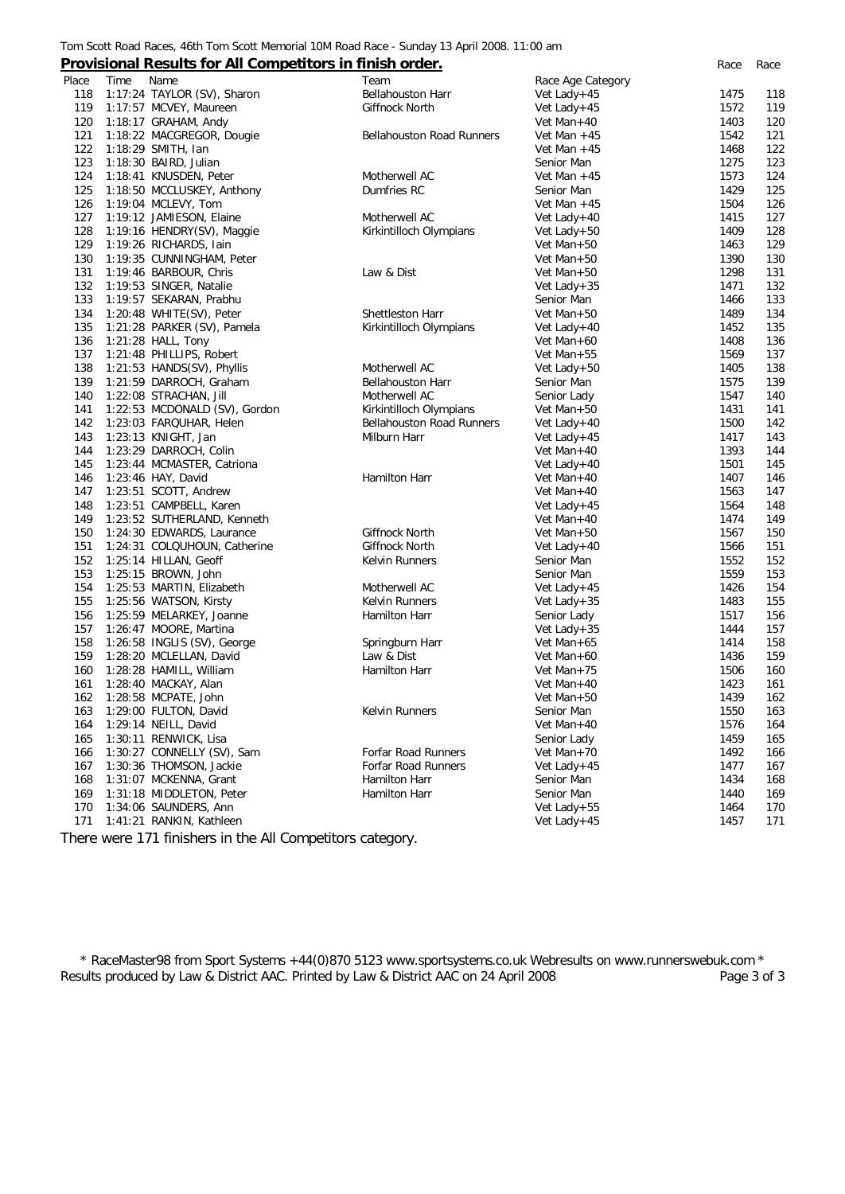Tom Scott Road Races, 46th Tom Scott Memorial 10M Road Race - Sunday 13 April 2008. 11:00 am

## **Provisional Results for All Competitors in finish order.**

| Place | Time | Name | Team | Race Age Category | Race | Race |
|---|---|---|---|---|---|---|
| 118 | 1:17:24 | TAYLOR (SV), Sharon | Bellahouston Harr | Vet Lady+45 | 1475 | 118 |
| 119 | 1:17:57 | MCVEY, Maureen | Giffnock North | Vet Lady+45 | 1572 | 119 |
| 120 | 1:18:17 | GRAHAM, Andy | | Vet Man+40 | 1403 | 120 |
| 121 | 1:18:22 | MACGREGOR, Dougie | Bellahouston Road Runners | Vet Man +45 | 1542 | 121 |
| 122 | 1:18:29 | SMITH, Ian | | Vet Man +45 | 1468 | 122 |
| 123 | 1:18:30 | BAIRD, Julian | | Senior Man | 1275 | 123 |
| 124 | 1:18:41 | KNUSDEN, Peter | Motherwell AC | Vet Man +45 | 1573 | 124 |
| 125 | 1:18:50 | MCCLUSKEY, Anthony | Dumfries RC | Senior Man | 1429 | 125 |
| 126 | 1:19:04 | MCLEVY, Tom | | Vet Man +45 | 1504 | 126 |
| 127 | 1:19:12 | JAMIESON, Elaine | Motherwell AC | Vet Lady+40 | 1415 | 127 |
| 128 | 1:19:16 | HENDRY(SV), Maggie | Kirkintilloch Olympians | Vet Lady+50 | 1409 | 128 |
| 129 | 1:19:26 | RICHARDS, Iain | | Vet Man+50 | 1463 | 129 |
| 130 | 1:19:35 | CUNNINGHAM, Peter | | Vet Man+50 | 1390 | 130 |
| 131 | 1:19:46 | BARBOUR, Chris | Law & Dist | Vet Man+50 | 1298 | 131 |
| 132 | 1:19:53 | SINGER, Natalie | | Vet Lady+35 | 1471 | 132 |
| 133 | 1:19:57 | SEKARAN, Prabhu | | Senior Man | 1466 | 133 |
| 134 | 1:20:48 | WHITE(SV), Peter | Shettleston Harr | Vet Man+50 | 1489 | 134 |
| 135 | 1:21:28 | PARKER (SV), Pamela | Kirkintilloch Olympians | Vet Lady+40 | 1452 | 135 |
| 136 | 1:21:28 | HALL, Tony | | Vet Man+60 | 1408 | 136 |
| 137 | 1:21:48 | PHILLIPS, Robert | | Vet Man+55 | 1569 | 137 |
| 138 | 1:21:53 | HANDS(SV), Phyllis | Motherwell AC | Vet Lady+50 | 1405 | 138 |
| 139 | 1:21:59 | DARROCH, Graham | Bellahouston Harr | Senior Man | 1575 | 139 |
| 140 | 1:22:08 | STRACHAN, Jill | Motherwell AC | Senior Lady | 1547 | 140 |
| 141 | 1:22:53 | MCDONALD (SV), Gordon | Kirkintilloch Olympians | Vet Man+50 | 1431 | 141 |
| 142 | 1:23:03 | FARQUHAR, Helen | Bellahouston Road Runners | Vet Lady+40 | 1500 | 142 |
| 143 | 1:23:13 | KNIGHT, Jan | Milburn Harr | Vet Lady+45 | 1417 | 143 |
| 144 | 1:23:29 | DARROCH, Colin | | Vet Man+40 | 1393 | 144 |
| 145 | 1:23:44 | MCMASTER, Catriona | | Vet Lady+40 | 1501 | 145 |
| 146 | 1:23:46 | HAY, David | Hamilton Harr | Vet Man+40 | 1407 | 146 |
| 147 | 1:23:51 | SCOTT, Andrew | | Vet Man+40 | 1563 | 147 |
| 148 | 1:23:51 | CAMPBELL, Karen | | Vet Lady+45 | 1564 | 148 |
| 149 | 1:23:52 | SUTHERLAND, Kenneth | | Vet Man+40 | 1474 | 149 |
| 150 | 1:24:30 | EDWARDS, Laurance | Giffnock North | Vet Man+50 | 1567 | 150 |
| 151 | 1:24:31 | COLQUHOUN, Catherine | Giffnock North | Vet Lady+40 | 1566 | 151 |
| 152 | 1:25:14 | HILLAN, Geoff | Kelvin Runners | Senior Man | 1552 | 152 |
| 153 | 1:25:15 | BROWN, John | | Senior Man | 1559 | 153 |
| 154 | 1:25:53 | MARTIN, Elizabeth | Motherwell AC | Vet Lady+45 | 1426 | 154 |
| 155 | 1:25:56 | WATSON, Kirsty | Kelvin Runners | Vet Lady+35 | 1483 | 155 |
| 156 | 1:25:59 | MELARKEY, Joanne | Hamilton Harr | Senior Lady | 1517 | 156 |
| 157 | 1:26:47 | MOORE, Martina | | Vet Lady+35 | 1444 | 157 |
| 158 | 1:26:58 | INGLIS (SV), George | Springburn Harr | Vet Man+65 | 1414 | 158 |
| 159 | 1:28:20 | MCLELLAN, David | Law & Dist | Vet Man+60 | 1436 | 159 |
| 160 | 1:28:28 | HAMILL, William | Hamilton Harr | Vet Man+75 | 1506 | 160 |
| 161 | 1:28:40 | MACKAY, Alan | | Vet Man+40 | 1423 | 161 |
| 162 | 1:28:58 | MCPATE, John | | Vet Man+50 | 1439 | 162 |
| 163 | 1:29:00 | FULTON, David | Kelvin Runners | Senior Man | 1550 | 163 |
| 164 | 1:29:14 | NEILL, David | | Vet Man+40 | 1576 | 164 |
| 165 | 1:30:11 | RENWICK, Lisa | | Senior Lady | 1459 | 165 |
| 166 | 1:30:27 | CONNELLY (SV), Sam | Forfar Road Runners | Vet Man+70 | 1492 | 166 |
| 167 | 1:30:36 | THOMSON, Jackie | Forfar Road Runners | Vet Lady+45 | 1477 | 167 |
| 168 | 1:31:07 | MCKENNA, Grant | Hamilton Harr | Senior Man | 1434 | 168 |
| 169 | 1:31:18 | MIDDLETON, Peter | Hamilton Harr | Senior Man | 1440 | 169 |
| 170 | 1:34:06 | SAUNDERS, Ann | | Vet Lady+55 | 1464 | 170 |
| 171 | 1:41:21 | RANKIN, Kathleen | | Vet Lady+45 | 1457 | 171 |

There were 171 finishers in the All Competitors category.

\* RaceMaster98 from Sport Systems +44(0)870 5123 www.sportsystems.co.uk Webresults on www.runnerswebuk.com \*
Results produced by Law & District AAC. Printed by Law & District AAC on 24 April 2008